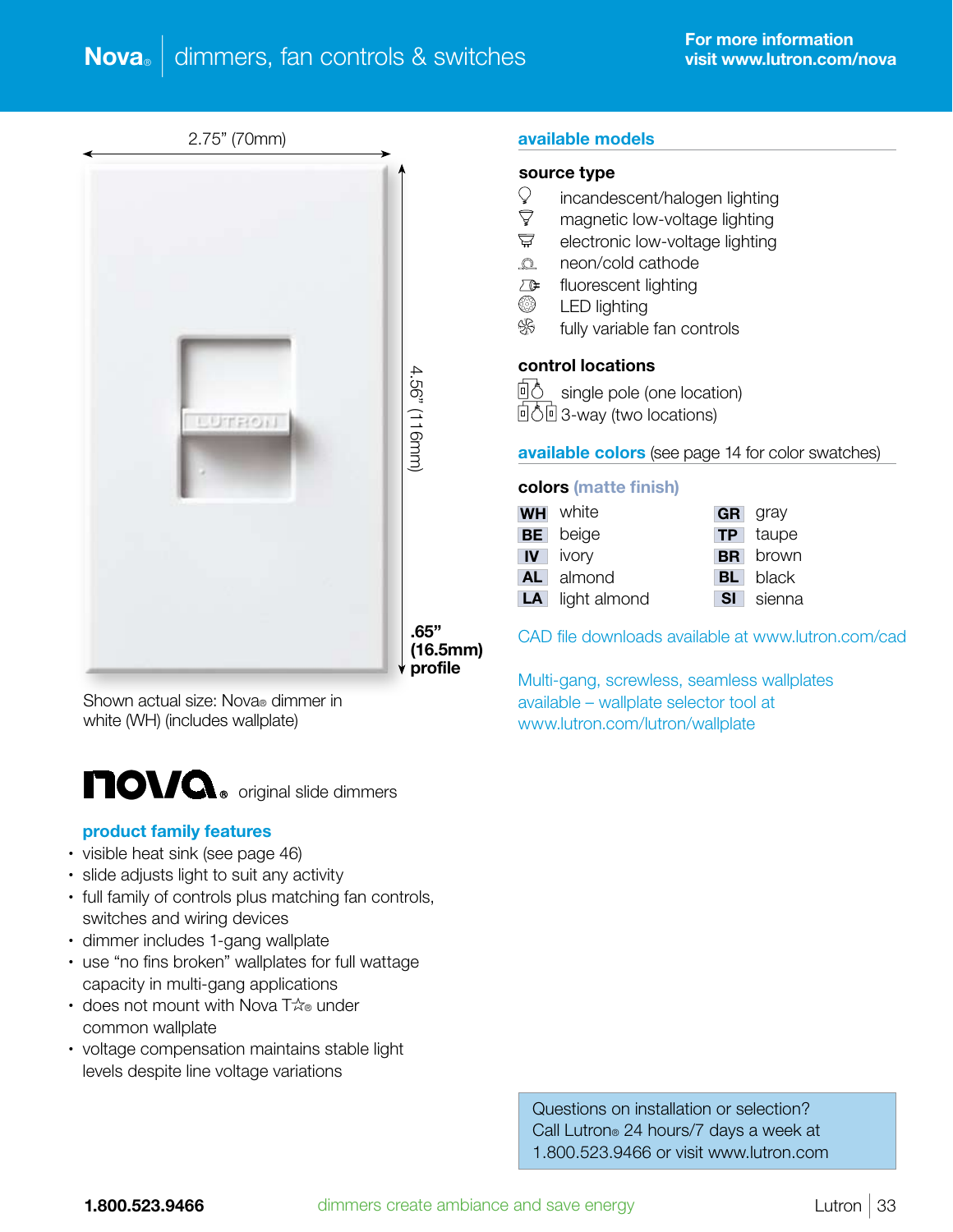# Nova® | dimmers, fan controls & switches

For more information
visit www.lutron.com/nova

2.75" (70mm)

4.56" (116mm)

.65" (16.5mm) profile

Shown actual size: Nova® dimmer in white (WH) (includes wallplate)

## nova® original slide dimmers

### product family features

- visible heat sink (see page 46)
- slide adjusts light to suit any activity
- full family of controls plus matching fan controls, switches and wiring devices
- dimmer includes 1-gang wallplate
- use "no fins broken" wallplates for full wattage capacity in multi-gang applications
- does not mount with Nova T☆® under common wallplate
- voltage compensation maintains stable light levels despite line voltage variations

## available models

### source type

- incandescent/halogen lighting
- magnetic low-voltage lighting
- electronic low-voltage lighting
- neon/cold cathode
- fluorescent lighting
- LED lighting
- fully variable fan controls

### control locations

- single pole (one location)
- 3-way (two locations)

## available colors (see page 14 for color swatches)

### colors (matte finish)

| | | | |
|---|---|---|---|
| **WH** | white | **GR** | gray |
| **BE** | beige | **TP** | taupe |
| **IV** | ivory | **BR** | brown |
| **AL** | almond | **BL** | black |
| **LA** | light almond | **SI** | sienna |

CAD file downloads available at www.lutron.com/cad

Multi-gang, screwless, seamless wallplates available – wallplate selector tool at www.lutron.com/lutron/wallplate

Questions on installation or selection? Call Lutron® 24 hours/7 days a week at 1.800.523.9466 or visit www.lutron.com

1.800.523.9466 dimmers create ambiance and save energy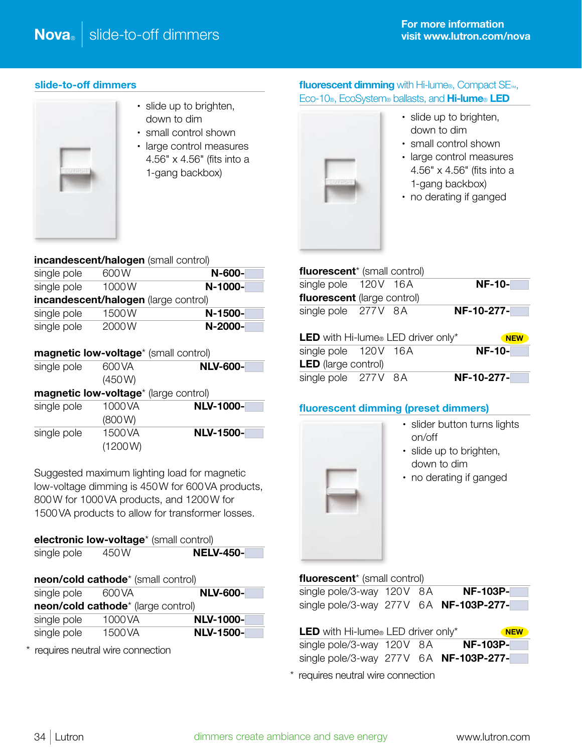# Nova® | slide-to-off dimmers

For more information visit www.lutron.com/nova

## slide-to-off dimmers

- slide up to brighten, down to dim
- small control shown
- large control measures 4.56" x 4.56" (fits into a 1-gang backbox)

**incandescent/halogen** (small control)

| | | |
|---|---|---|
| single pole | 600 W | **N-600-** |
| single pole | 1000 W | **N-1000-** |

**incandescent/halogen** (large control)

| | | |
|---|---|---|
| single pole | 1500 W | **N-1500-** |
| single pole | 2000 W | **N-2000-** |

**magnetic low-voltage*** (small control)

| | | |
|---|---|---|
| single pole | 600 VA (450 W) | **NLV-600-** |

**magnetic low-voltage*** (large control)

| | | |
|---|---|---|
| single pole | 1000 VA (800 W) | **NLV-1000-** |
| single pole | 1500 VA (1200 W) | **NLV-1500-** |

Suggested maximum lighting load for magnetic low-voltage dimming is 450 W for 600 VA products, 800 W for 1000 VA products, and 1200 W for 1500 VA products to allow for transformer losses.

**electronic low-voltage*** (small control)

| | | |
|---|---|---|
| single pole | 450 W | **NELV-450-** |

**neon/cold cathode*** (small control)

| | | |
|---|---|---|
| single pole | 600 VA | **NLV-600-** |

**neon/cold cathode*** (large control)

| | | |
|---|---|---|
| single pole | 1000 VA | **NLV-1000-** |
| single pole | 1500 VA | **NLV-1500-** |

\* requires neutral wire connection

## fluorescent dimming with Hi-lume®, Compact SE™, Eco-10®, EcoSystem® ballasts, and Hi-lume® LED

- slide up to brighten, down to dim
- small control shown
- large control measures 4.56" x 4.56" (fits into a 1-gang backbox)
- no derating if ganged

**fluorescent*** (small control)

| | | | |
|---|---|---|---|
| single pole | 120 V | 16 A | **NF-10-** |

**fluorescent** (large control)

| | | | |
|---|---|---|---|
| single pole | 277 V | 8 A | **NF-10-277-** |

**LED** with Hi-lume® LED driver only* **NEW**

| | | | |
|---|---|---|---|
| single pole | 120 V | 16 A | **NF-10-** |

**LED** (large control)

| | | | |
|---|---|---|---|
| single pole | 277 V | 8 A | **NF-10-277-** |

## fluorescent dimming (preset dimmers)

- slider button turns lights on/off
- slide up to brighten, down to dim
- no derating if ganged

**fluorescent*** (small control)

| | | | |
|---|---|---|---|
| single pole/3-way | 120 V | 8 A | **NF-103P-** |
| single pole/3-way | 277 V | 6 A | **NF-103P-277-** |

**LED** with Hi-lume® LED driver only* **NEW**

| | | | |
|---|---|---|---|
| single pole/3-way | 120 V | 8 A | **NF-103P-** |
| single pole/3-way | 277 V | 6 A | **NF-103P-277-** |

\* requires neutral wire connection

dimmers create ambiance and save energy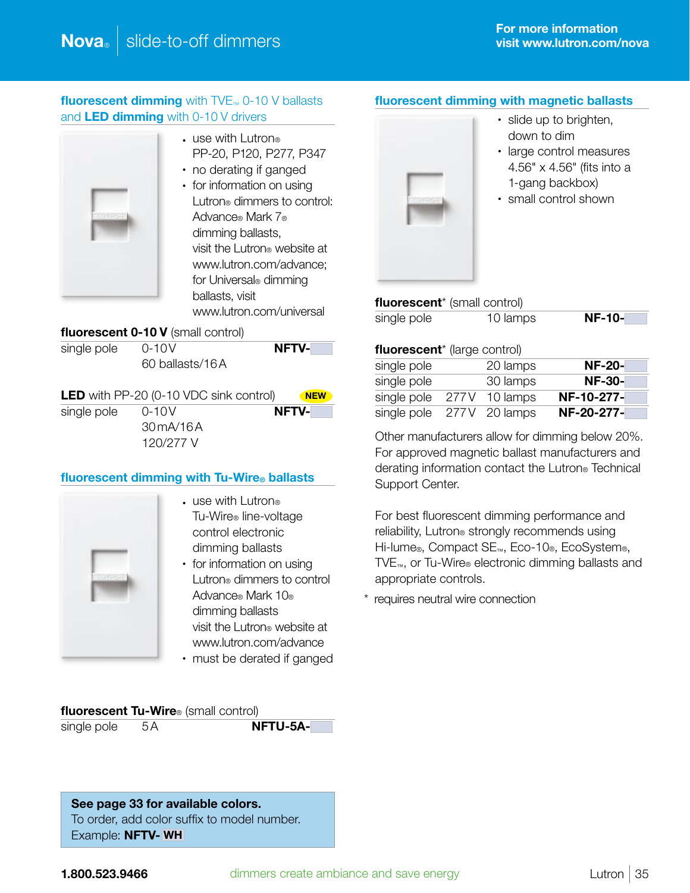# Nova® | slide-to-off dimmers

For more information visit www.lutron.com/nova

## fluorescent dimming with TVE™ 0-10 V ballasts and LED dimming with 0-10 V drivers

- use with Lutron® PP-20, P120, P277, P347
- no derating if ganged
- for information on using Lutron® dimmers to control: Advance® Mark 7® dimming ballasts, visit the Lutron® website at www.lutron.com/advance; for Universal® dimming ballasts, visit www.lutron.com/universal

**fluorescent 0-10 V** (small control)

| | | |
|---|---|---|
| single pole | 0-10 V<br>60 ballasts/16 A | **NFTV-** |

**LED** with PP-20 (0-10 VDC sink control) **NEW**

| | | |
|---|---|---|
| single pole | 0-10 V<br>30 mA/16 A<br>120/277 V | **NFTV-** |

## fluorescent dimming with Tu-Wire® ballasts

- use with Lutron® Tu-Wire® line-voltage control electronic dimming ballasts
- for information on using Lutron® dimmers to control Advance® Mark 10® dimming ballasts visit the Lutron® website at www.lutron.com/advance
- must be derated if ganged

**fluorescent Tu-Wire®** (small control)

| | | |
|---|---|---|
| single pole | 5 A | **NFTU-5A-** |

**See page 33 for available colors.**
To order, add color suffix to model number.
Example: **NFTV- WH**

## fluorescent dimming with magnetic ballasts

- slide up to brighten, down to dim
- large control measures 4.56" x 4.56" (fits into a 1-gang backbox)
- small control shown

**fluorescent*** (small control)

| | | | |
|---|---|---|---|
| single pole | | 10 lamps | **NF-10-** |

**fluorescent*** (large control)

| | | | |
|---|---|---|---|
| single pole | | 20 lamps | **NF-20-** |
| single pole | | 30 lamps | **NF-30-** |
| single pole | 277 V | 10 lamps | **NF-10-277-** |
| single pole | 277 V | 20 lamps | **NF-20-277-** |

Other manufacturers allow for dimming below 20%. For approved magnetic ballast manufacturers and derating information contact the Lutron® Technical Support Center.

For best fluorescent dimming performance and reliability, Lutron® strongly recommends using Hi-lume®, Compact SE™, Eco-10®, EcoSystem®, TVE™, or Tu-Wire® electronic dimming ballasts and appropriate controls.

\* requires neutral wire connection

1.800.523.9466 dimmers create ambiance and save energy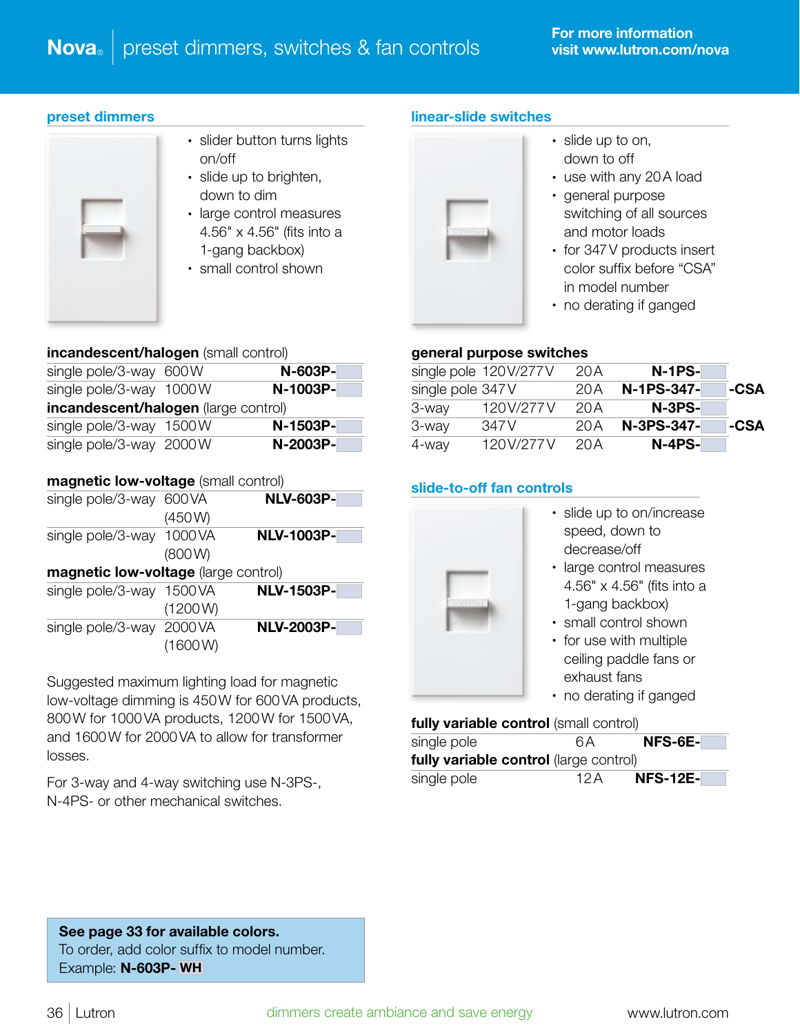# Nova® | preset dimmers, switches & fan controls

For more information visit www.lutron.com/nova

## preset dimmers

- slider button turns lights on/off
- slide up to brighten, down to dim
- large control measures 4.56" x 4.56" (fits into a 1-gang backbox)
- small control shown

| | | |
|---|---|---|
| **incandescent/halogen** (small control) | | |
| single pole/3-way | 600 W | **N-603P-** |
| single pole/3-way | 1000 W | **N-1003P-** |
| **incandescent/halogen** (large control) | | |
| single pole/3-way | 1500 W | **N-1503P-** |
| single pole/3-way | 2000 W | **N-2003P-** |

| | | |
|---|---|---|
| **magnetic low-voltage** (small control) | | |
| single pole/3-way | 600 VA (450 W) | **NLV-603P-** |
| single pole/3-way | 1000 VA (800 W) | **NLV-1003P-** |
| **magnetic low-voltage** (large control) | | |
| single pole/3-way | 1500 VA (1200 W) | **NLV-1503P-** |
| single pole/3-way | 2000 VA (1600 W) | **NLV-2003P-** |

Suggested maximum lighting load for magnetic low-voltage dimming is 450 W for 600 VA products, 800 W for 1000 VA products, 1200 W for 1500 VA, and 1600 W for 2000 VA to allow for transformer losses.

For 3-way and 4-way switching use N-3PS-, N-4PS- or other mechanical switches.

## linear-slide switches

- slide up to on, down to off
- use with any 20 A load
- general purpose switching of all sources and motor loads
- for 347 V products insert color suffix before "CSA" in model number
- no derating if ganged

| | | | |
|---|---|---|---|
| **general purpose switches** | | | |
| single pole | 120 V/277 V | 20 A | **N-1PS-** |
| single pole | 347 V | 20 A | **N-1PS-347- -CSA** |
| 3-way | 120 V/277 V | 20 A | **N-3PS-** |
| 3-way | 347 V | 20 A | **N-3PS-347- -CSA** |
| 4-way | 120 V/277 V | 20 A | **N-4PS-** |

## slide-to-off fan controls

- slide up to on/increase speed, down to decrease/off
- large control measures 4.56" x 4.56" (fits into a 1-gang backbox)
- small control shown
- for use with multiple ceiling paddle fans or exhaust fans
- no derating if ganged

| | | |
|---|---|---|
| **fully variable control** (small control) | | |
| single pole | 6 A | **NFS-6E-** |
| **fully variable control** (large control) | | |
| single pole | 12 A | **NFS-12E-** |

**See page 33 for available colors.**
To order, add color suffix to model number.
Example: **N-603P- WH**

dimmers create ambiance and save energy